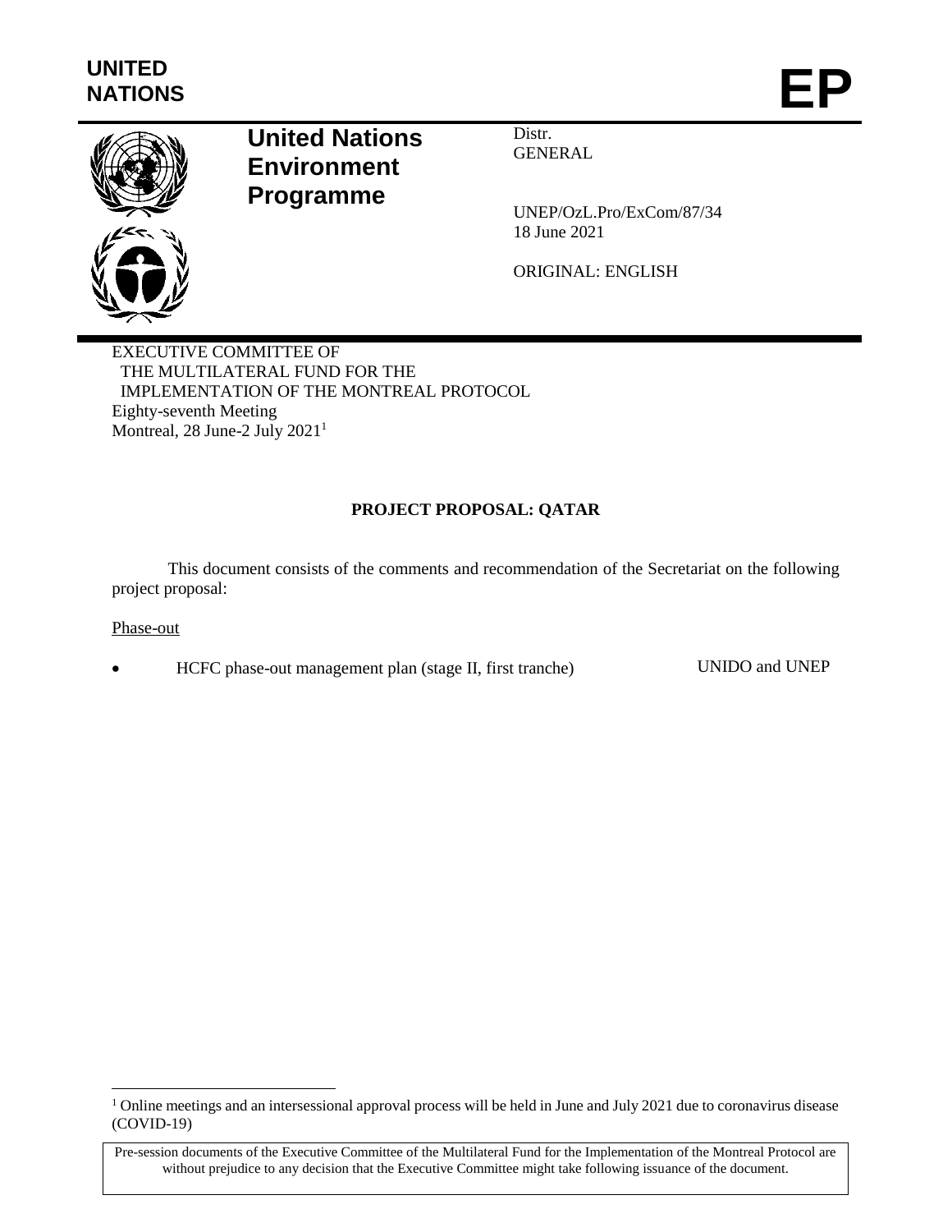**UNITED NATIONS**

# EP

**United Nations Environment Programme**

Distr.
GENERAL

UNEP/OzL.Pro/ExCom/87/34
18 June 2021

ORIGINAL: ENGLISH

EXECUTIVE COMMITTEE OF
THE MULTILATERAL FUND FOR THE
IMPLEMENTATION OF THE MONTREAL PROTOCOL
Eighty-seventh Meeting
Montreal, 28 June-2 July 2021[1]

## PROJECT PROPOSAL: QATAR

This document consists of the comments and recommendation of the Secretariat on the following project proposal:

Phase-out

- HCFC phase-out management plan (stage II, first tranche) UNIDO and UNEP

[1] Online meetings and an intersessional approval process will be held in June and July 2021 due to coronavirus disease (COVID-19)

Pre-session documents of the Executive Committee of the Multilateral Fund for the Implementation of the Montreal Protocol are without prejudice to any decision that the Executive Committee might take following issuance of the document.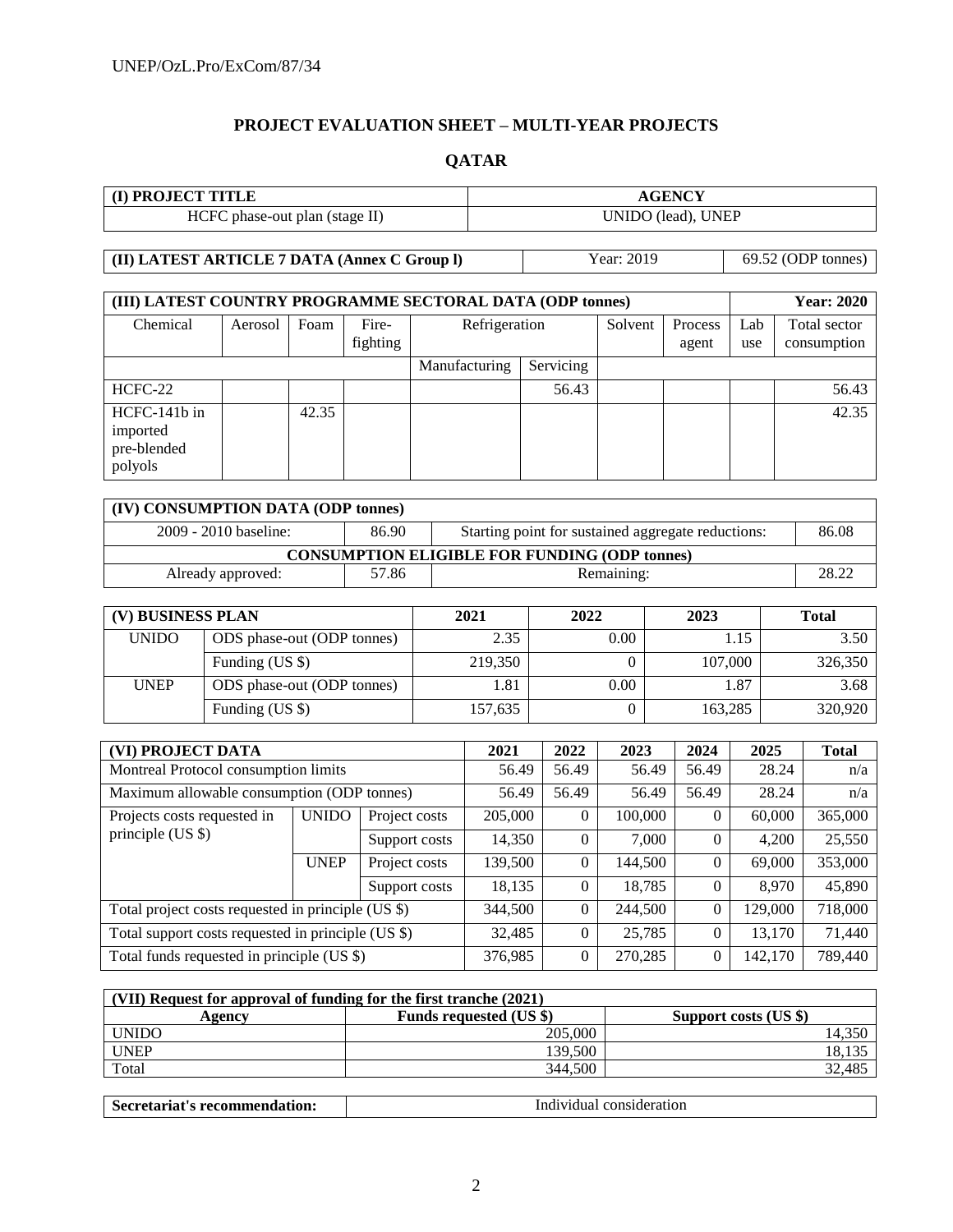## PROJECT EVALUATION SHEET – MULTI-YEAR PROJECTS

## QATAR

| (I) PROJECT TITLE | AGENCY |
|---|---|
| HCFC phase-out plan (stage II) | UNIDO (lead), UNEP |

| (II) LATEST ARTICLE 7 DATA (Annex C Group l) | Year: 2019 | 69.52 (ODP tonnes) |
|---|---|---|

| (III) LATEST COUNTRY PROGRAMME SECTORAL DATA (ODP tonnes) | | | | | | | | | Year: 2020 |
|---|---|---|---|---|---|---|---|---|---|
| Chemical | Aerosol | Foam | Fire-fighting | Refrigeration | | Solvent | Process agent | Lab use | Total sector consumption |
| | | | | Manufacturing | Servicing | | | | |
| HCFC-22 | | | | | 56.43 | | | | 56.43 |
| HCFC-141b in imported pre-blended polyols | | 42.35 | | | | | | | 42.35 |

| (IV) CONSUMPTION DATA (ODP tonnes) | | | |
|---|---|---|---|
| 2009 - 2010 baseline: | 86.90 | Starting point for sustained aggregate reductions: | 86.08 |
| CONSUMPTION ELIGIBLE FOR FUNDING (ODP tonnes) | | | |
| Already approved: | 57.86 | Remaining: | 28.22 |

| (V) BUSINESS PLAN | | 2021 | 2022 | 2023 | Total |
|---|---|---|---|---|---|
| UNIDO | ODS phase-out (ODP tonnes) | 2.35 | 0.00 | 1.15 | 3.50 |
| | Funding (US $) | 219,350 | 0 | 107,000 | 326,350 |
| UNEP | ODS phase-out (ODP tonnes) | 1.81 | 0.00 | 1.87 | 3.68 |
| | Funding (US $) | 157,635 | 0 | 163,285 | 320,920 |

| (VI) PROJECT DATA | | | 2021 | 2022 | 2023 | 2024 | 2025 | Total |
|---|---|---|---|---|---|---|---|---|
| Montreal Protocol consumption limits | | | 56.49 | 56.49 | 56.49 | 56.49 | 28.24 | n/a |
| Maximum allowable consumption (ODP tonnes) | | | 56.49 | 56.49 | 56.49 | 56.49 | 28.24 | n/a |
| Projects costs requested in principle (US $) | UNIDO | Project costs | 205,000 | 0 | 100,000 | 0 | 60,000 | 365,000 |
| | | Support costs | 14,350 | 0 | 7,000 | 0 | 4,200 | 25,550 |
| | UNEP | Project costs | 139,500 | 0 | 144,500 | 0 | 69,000 | 353,000 |
| | | Support costs | 18,135 | 0 | 18,785 | 0 | 8,970 | 45,890 |
| Total project costs requested in principle (US $) | | | 344,500 | 0 | 244,500 | 0 | 129,000 | 718,000 |
| Total support costs requested in principle (US $) | | | 32,485 | 0 | 25,785 | 0 | 13,170 | 71,440 |
| Total funds requested in principle (US $) | | | 376,985 | 0 | 270,285 | 0 | 142,170 | 789,440 |

| (VII) Request for approval of funding for the first tranche (2021) | | |
|---|---|---|
| Agency | Funds requested (US $) | Support costs (US $) |
| UNIDO | 205,000 | 14,350 |
| UNEP | 139,500 | 18,135 |
| Total | 344,500 | 32,485 |

| Secretariat's recommendation: | Individual consideration |
|---|---|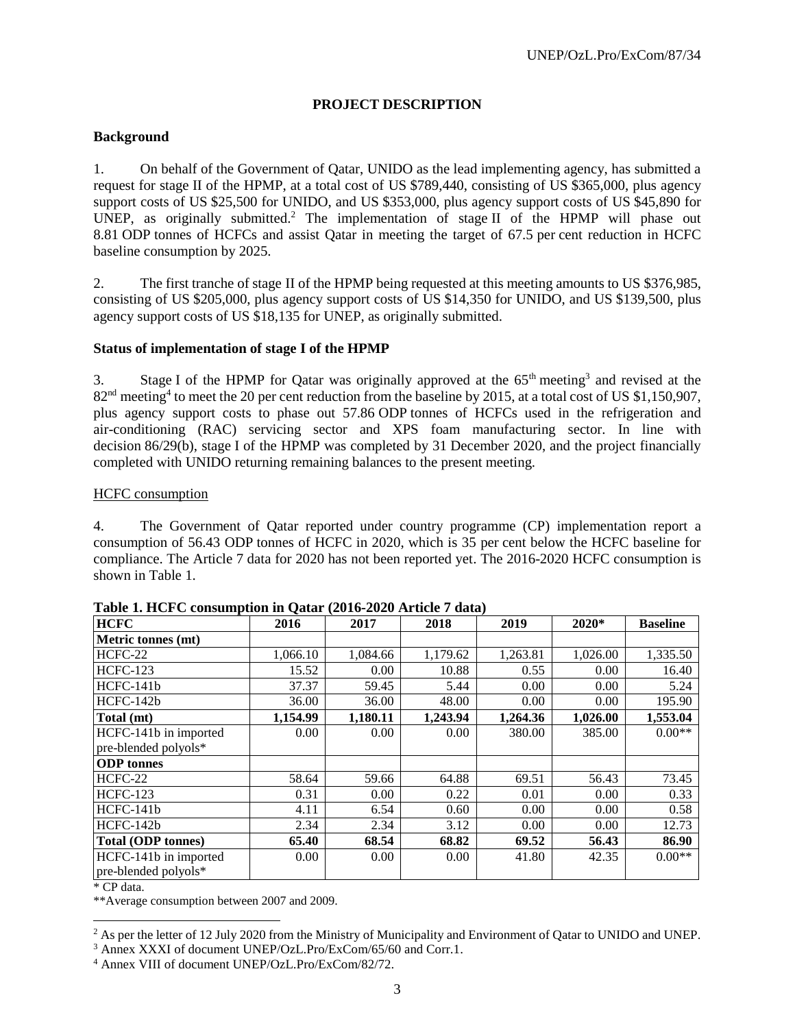## PROJECT DESCRIPTION

### Background

1. On behalf of the Government of Qatar, UNIDO as the lead implementing agency, has submitted a request for stage II of the HPMP, at a total cost of US $789,440, consisting of US $365,000, plus agency support costs of US $25,500 for UNIDO, and US $353,000, plus agency support costs of US $45,890 for UNEP, as originally submitted.[2] The implementation of stage II of the HPMP will phase out 8.81 ODP tonnes of HCFCs and assist Qatar in meeting the target of 67.5 per cent reduction in HCFC baseline consumption by 2025.

2. The first tranche of stage II of the HPMP being requested at this meeting amounts to US $376,985, consisting of US $205,000, plus agency support costs of US $14,350 for UNIDO, and US $139,500, plus agency support costs of US $18,135 for UNEP, as originally submitted.

### Status of implementation of stage I of the HPMP

3. Stage I of the HPMP for Qatar was originally approved at the 65th meeting[3] and revised at the 82nd meeting[4] to meet the 20 per cent reduction from the baseline by 2015, at a total cost of US $1,150,907, plus agency support costs to phase out 57.86 ODP tonnes of HCFCs used in the refrigeration and air-conditioning (RAC) servicing sector and XPS foam manufacturing sector. In line with decision 86/29(b), stage I of the HPMP was completed by 31 December 2020, and the project financially completed with UNIDO returning remaining balances to the present meeting.

HCFC consumption

4. The Government of Qatar reported under country programme (CP) implementation report a consumption of 56.43 ODP tonnes of HCFC in 2020, which is 35 per cent below the HCFC baseline for compliance. The Article 7 data for 2020 has not been reported yet. The 2016-2020 HCFC consumption is shown in Table 1.

**Table 1. HCFC consumption in Qatar (2016-2020 Article 7 data)**

| HCFC | 2016 | 2017 | 2018 | 2019 | 2020* | Baseline |
|---|---|---|---|---|---|---|
| **Metric tonnes (mt)** | | | | | | |
| HCFC-22 | 1,066.10 | 1,084.66 | 1,179.62 | 1,263.81 | 1,026.00 | 1,335.50 |
| HCFC-123 | 15.52 | 0.00 | 10.88 | 0.55 | 0.00 | 16.40 |
| HCFC-141b | 37.37 | 59.45 | 5.44 | 0.00 | 0.00 | 5.24 |
| HCFC-142b | 36.00 | 36.00 | 48.00 | 0.00 | 0.00 | 195.90 |
| **Total (mt)** | **1,154.99** | **1,180.11** | **1,243.94** | **1,264.36** | **1,026.00** | **1,553.04** |
| HCFC-141b in imported pre-blended polyols* | 0.00 | 0.00 | 0.00 | 380.00 | 385.00 | 0.00** |
| **ODP tonnes** | | | | | | |
| HCFC-22 | 58.64 | 59.66 | 64.88 | 69.51 | 56.43 | 73.45 |
| HCFC-123 | 0.31 | 0.00 | 0.22 | 0.01 | 0.00 | 0.33 |
| HCFC-141b | 4.11 | 6.54 | 0.60 | 0.00 | 0.00 | 0.58 |
| HCFC-142b | 2.34 | 2.34 | 3.12 | 0.00 | 0.00 | 12.73 |
| **Total (ODP tonnes)** | **65.40** | **68.54** | **68.82** | **69.52** | **56.43** | **86.90** |
| HCFC-141b in imported pre-blended polyols* | 0.00 | 0.00 | 0.00 | 41.80 | 42.35 | 0.00** |

\* CP data.

**Average consumption between 2007 and 2009.

[2] As per the letter of 12 July 2020 from the Ministry of Municipality and Environment of Qatar to UNIDO and UNEP.

[3] Annex XXXI of document UNEP/OzL.Pro/ExCom/65/60 and Corr.1.

[4] Annex VIII of document UNEP/OzL.Pro/ExCom/82/72.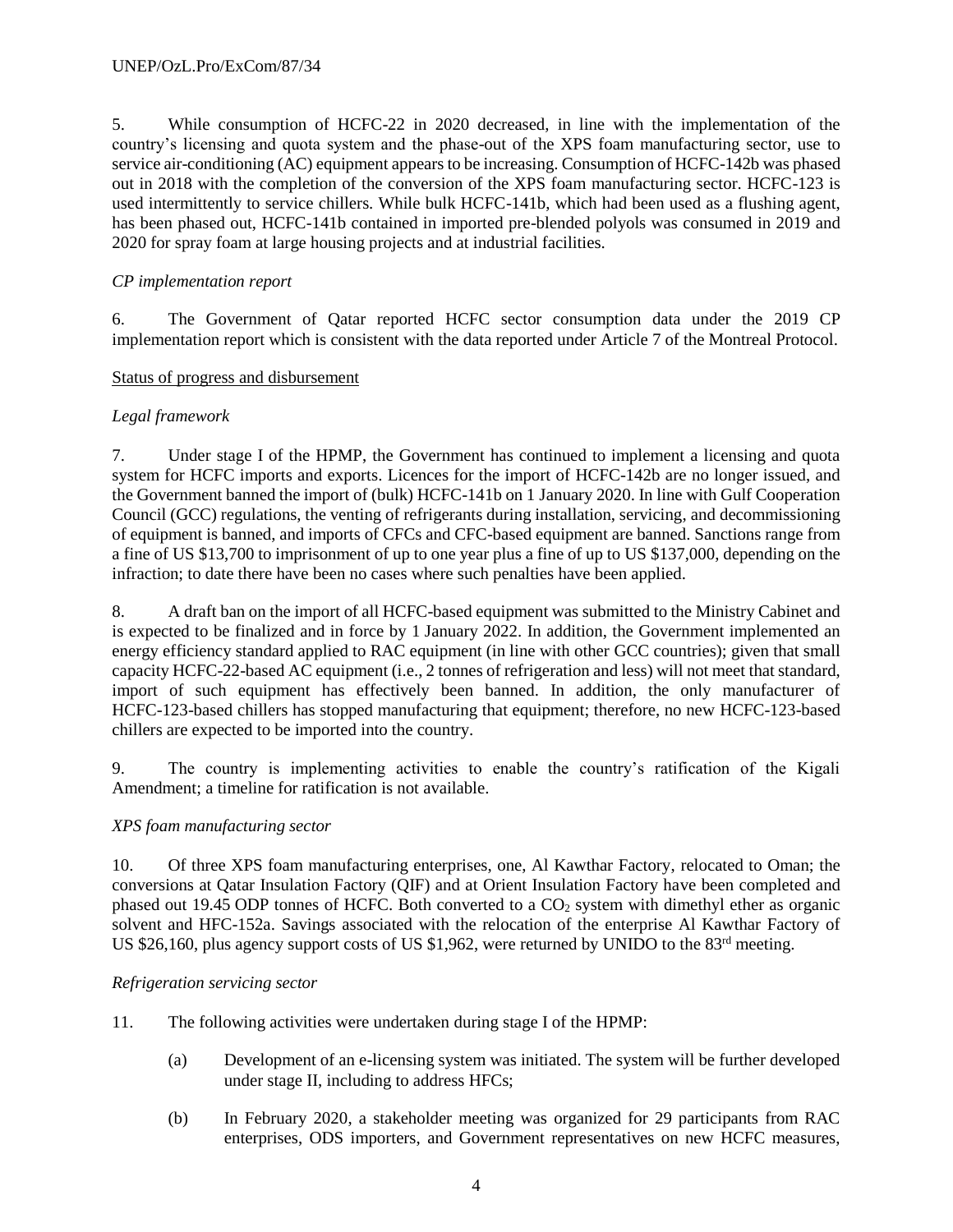5. While consumption of HCFC-22 in 2020 decreased, in line with the implementation of the country's licensing and quota system and the phase-out of the XPS foam manufacturing sector, use to service air-conditioning (AC) equipment appears to be increasing. Consumption of HCFC-142b was phased out in 2018 with the completion of the conversion of the XPS foam manufacturing sector. HCFC-123 is used intermittently to service chillers. While bulk HCFC-141b, which had been used as a flushing agent, has been phased out, HCFC-141b contained in imported pre-blended polyols was consumed in 2019 and 2020 for spray foam at large housing projects and at industrial facilities.

*CP implementation report*

6. The Government of Qatar reported HCFC sector consumption data under the 2019 CP implementation report which is consistent with the data reported under Article 7 of the Montreal Protocol.

Status of progress and disbursement

*Legal framework*

7. Under stage I of the HPMP, the Government has continued to implement a licensing and quota system for HCFC imports and exports. Licences for the import of HCFC-142b are no longer issued, and the Government banned the import of (bulk) HCFC-141b on 1 January 2020. In line with Gulf Cooperation Council (GCC) regulations, the venting of refrigerants during installation, servicing, and decommissioning of equipment is banned, and imports of CFCs and CFC-based equipment are banned. Sanctions range from a fine of US $13,700 to imprisonment of up to one year plus a fine of up to US $137,000, depending on the infraction; to date there have been no cases where such penalties have been applied.

8. A draft ban on the import of all HCFC-based equipment was submitted to the Ministry Cabinet and is expected to be finalized and in force by 1 January 2022. In addition, the Government implemented an energy efficiency standard applied to RAC equipment (in line with other GCC countries); given that small capacity HCFC-22-based AC equipment (i.e., 2 tonnes of refrigeration and less) will not meet that standard, import of such equipment has effectively been banned. In addition, the only manufacturer of HCFC-123-based chillers has stopped manufacturing that equipment; therefore, no new HCFC-123-based chillers are expected to be imported into the country.

9. The country is implementing activities to enable the country's ratification of the Kigali Amendment; a timeline for ratification is not available.

*XPS foam manufacturing sector*

10. Of three XPS foam manufacturing enterprises, one, Al Kawthar Factory, relocated to Oman; the conversions at Qatar Insulation Factory (QIF) and at Orient Insulation Factory have been completed and phased out 19.45 ODP tonnes of HCFC. Both converted to a $CO_2$ system with dimethyl ether as organic solvent and HFC-152a. Savings associated with the relocation of the enterprise Al Kawthar Factory of US $26,160, plus agency support costs of US $1,962, were returned by UNIDO to the 83rd meeting.

*Refrigeration servicing sector*

11. The following activities were undertaken during stage I of the HPMP:

(a) Development of an e-licensing system was initiated. The system will be further developed under stage II, including to address HFCs;

(b) In February 2020, a stakeholder meeting was organized for 29 participants from RAC enterprises, ODS importers, and Government representatives on new HCFC measures,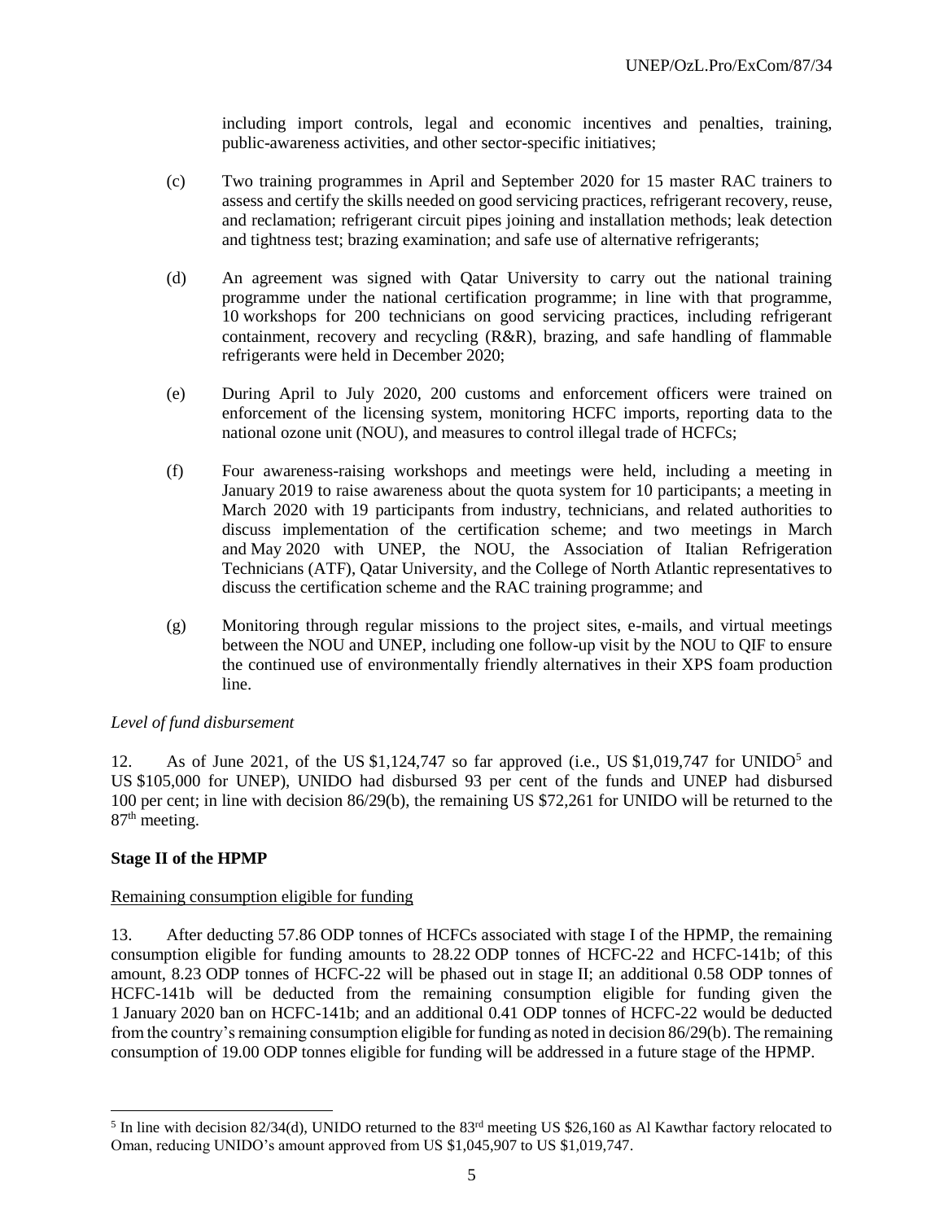including import controls, legal and economic incentives and penalties, training, public-awareness activities, and other sector-specific initiatives;

(c) Two training programmes in April and September 2020 for 15 master RAC trainers to assess and certify the skills needed on good servicing practices, refrigerant recovery, reuse, and reclamation; refrigerant circuit pipes joining and installation methods; leak detection and tightness test; brazing examination; and safe use of alternative refrigerants;

(d) An agreement was signed with Qatar University to carry out the national training programme under the national certification programme; in line with that programme, 10 workshops for 200 technicians on good servicing practices, including refrigerant containment, recovery and recycling (R&R), brazing, and safe handling of flammable refrigerants were held in December 2020;

(e) During April to July 2020, 200 customs and enforcement officers were trained on enforcement of the licensing system, monitoring HCFC imports, reporting data to the national ozone unit (NOU), and measures to control illegal trade of HCFCs;

(f) Four awareness-raising workshops and meetings were held, including a meeting in January 2019 to raise awareness about the quota system for 10 participants; a meeting in March 2020 with 19 participants from industry, technicians, and related authorities to discuss implementation of the certification scheme; and two meetings in March and May 2020 with UNEP, the NOU, the Association of Italian Refrigeration Technicians (ATF), Qatar University, and the College of North Atlantic representatives to discuss the certification scheme and the RAC training programme; and

(g) Monitoring through regular missions to the project sites, e-mails, and virtual meetings between the NOU and UNEP, including one follow-up visit by the NOU to QIF to ensure the continued use of environmentally friendly alternatives in their XPS foam production line.

*Level of fund disbursement*

12. As of June 2021, of the US $1,124,747 so far approved (i.e., US $1,019,747 for UNIDO[5] and US $105,000 for UNEP), UNIDO had disbursed 93 per cent of the funds and UNEP had disbursed 100 per cent; in line with decision 86/29(b), the remaining US $72,261 for UNIDO will be returned to the 87[th] meeting.

**Stage II of the HPMP**

Remaining consumption eligible for funding

13. After deducting 57.86 ODP tonnes of HCFCs associated with stage I of the HPMP, the remaining consumption eligible for funding amounts to 28.22 ODP tonnes of HCFC-22 and HCFC-141b; of this amount, 8.23 ODP tonnes of HCFC-22 will be phased out in stage II; an additional 0.58 ODP tonnes of HCFC-141b will be deducted from the remaining consumption eligible for funding given the 1 January 2020 ban on HCFC-141b; and an additional 0.41 ODP tonnes of HCFC-22 would be deducted from the country's remaining consumption eligible for funding as noted in decision 86/29(b). The remaining consumption of 19.00 ODP tonnes eligible for funding will be addressed in a future stage of the HPMP.

---

[5] In line with decision 82/34(d), UNIDO returned to the 83[rd] meeting US $26,160 as Al Kawthar factory relocated to Oman, reducing UNIDO's amount approved from US $1,045,907 to US $1,019,747.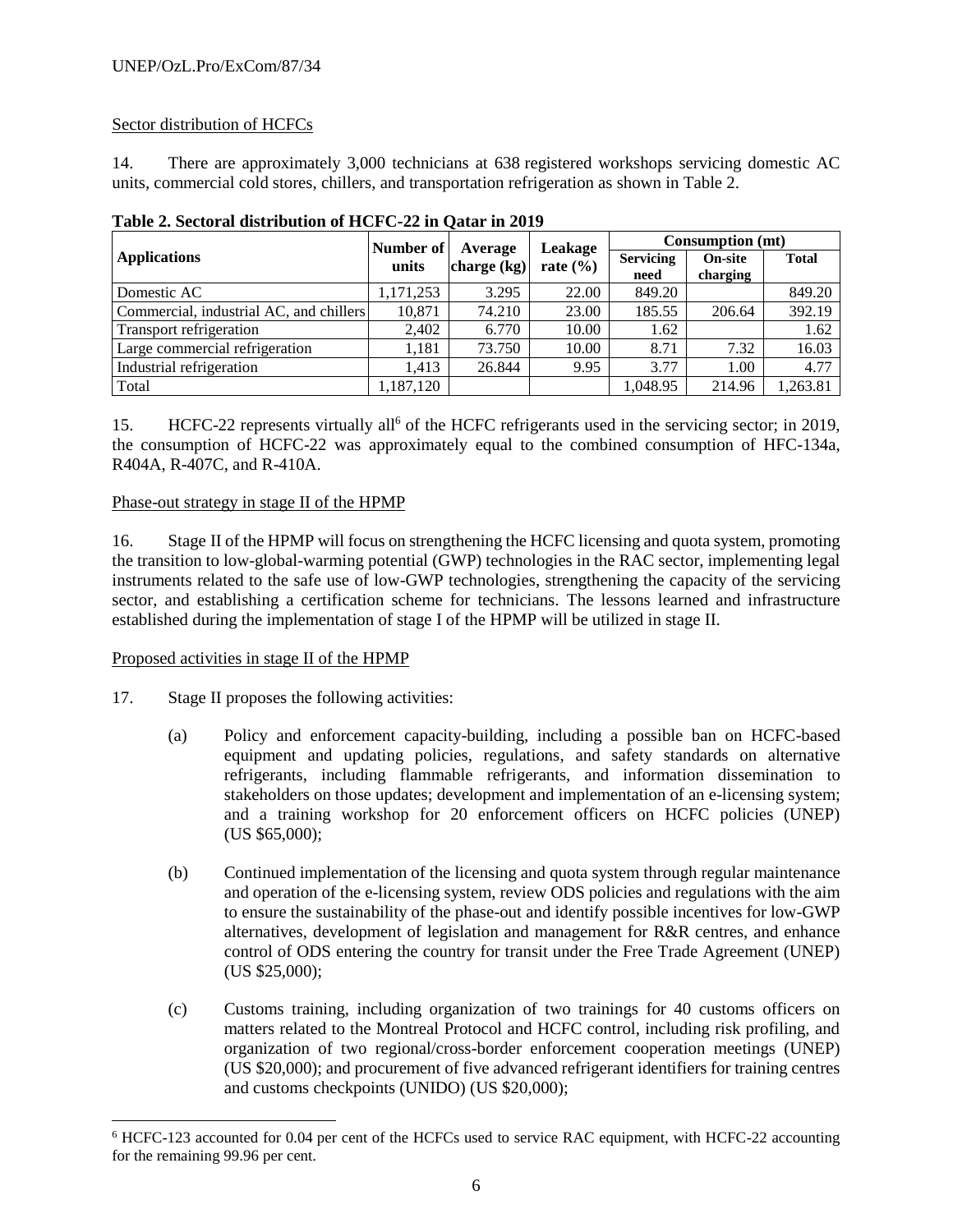Sector distribution of HCFCs

14. There are approximately 3,000 technicians at 638 registered workshops servicing domestic AC units, commercial cold stores, chillers, and transportation refrigeration as shown in Table 2.

**Table 2. Sectoral distribution of HCFC-22 in Qatar in 2019**

| Applications | Number of units | Average charge (kg) | Leakage rate (%) | Consumption (mt) | | |
|---|---|---|---|---|---|---|
| | | | | Servicing need | On-site charging | Total |
| Domestic AC | 1,171,253 | 3.295 | 22.00 | 849.20 | | 849.20 |
| Commercial, industrial AC, and chillers | 10,871 | 74.210 | 23.00 | 185.55 | 206.64 | 392.19 |
| Transport refrigeration | 2,402 | 6.770 | 10.00 | 1.62 | | 1.62 |
| Large commercial refrigeration | 1,181 | 73.750 | 10.00 | 8.71 | 7.32 | 16.03 |
| Industrial refrigeration | 1,413 | 26.844 | 9.95 | 3.77 | 1.00 | 4.77 |
| Total | 1,187,120 | | | 1,048.95 | 214.96 | 1,263.81 |

15. HCFC-22 represents virtually all[6] of the HCFC refrigerants used in the servicing sector; in 2019, the consumption of HCFC-22 was approximately equal to the combined consumption of HFC-134a, R404A, R-407C, and R-410A.

Phase-out strategy in stage II of the HPMP

16. Stage II of the HPMP will focus on strengthening the HCFC licensing and quota system, promoting the transition to low-global-warming potential (GWP) technologies in the RAC sector, implementing legal instruments related to the safe use of low-GWP technologies, strengthening the capacity of the servicing sector, and establishing a certification scheme for technicians. The lessons learned and infrastructure established during the implementation of stage I of the HPMP will be utilized in stage II.

Proposed activities in stage II of the HPMP

17. Stage II proposes the following activities:

(a) Policy and enforcement capacity-building, including a possible ban on HCFC-based equipment and updating policies, regulations, and safety standards on alternative refrigerants, including flammable refrigerants, and information dissemination to stakeholders on those updates; development and implementation of an e-licensing system; and a training workshop for 20 enforcement officers on HCFC policies (UNEP) (US $65,000);

(b) Continued implementation of the licensing and quota system through regular maintenance and operation of the e-licensing system, review ODS policies and regulations with the aim to ensure the sustainability of the phase-out and identify possible incentives for low-GWP alternatives, development of legislation and management for R&R centres, and enhance control of ODS entering the country for transit under the Free Trade Agreement (UNEP) (US $25,000);

(c) Customs training, including organization of two trainings for 40 customs officers on matters related to the Montreal Protocol and HCFC control, including risk profiling, and organization of two regional/cross-border enforcement cooperation meetings (UNEP) (US $20,000); and procurement of five advanced refrigerant identifiers for training centres and customs checkpoints (UNIDO) (US $20,000);

[6] HCFC-123 accounted for 0.04 per cent of the HCFCs used to service RAC equipment, with HCFC-22 accounting for the remaining 99.96 per cent.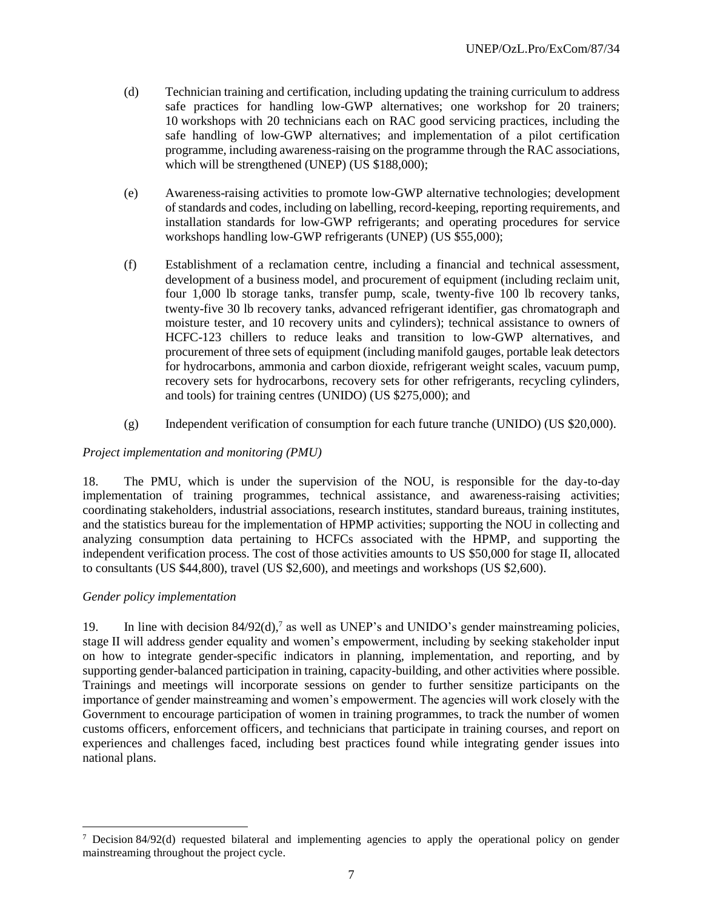(d) Technician training and certification, including updating the training curriculum to address safe practices for handling low-GWP alternatives; one workshop for 20 trainers; 10 workshops with 20 technicians each on RAC good servicing practices, including the safe handling of low-GWP alternatives; and implementation of a pilot certification programme, including awareness-raising on the programme through the RAC associations, which will be strengthened (UNEP) (US $188,000);

(e) Awareness-raising activities to promote low-GWP alternative technologies; development of standards and codes, including on labelling, record-keeping, reporting requirements, and installation standards for low-GWP refrigerants; and operating procedures for service workshops handling low-GWP refrigerants (UNEP) (US $55,000);

(f) Establishment of a reclamation centre, including a financial and technical assessment, development of a business model, and procurement of equipment (including reclaim unit, four 1,000 lb storage tanks, transfer pump, scale, twenty-five 100 lb recovery tanks, twenty-five 30 lb recovery tanks, advanced refrigerant identifier, gas chromatograph and moisture tester, and 10 recovery units and cylinders); technical assistance to owners of HCFC-123 chillers to reduce leaks and transition to low-GWP alternatives, and procurement of three sets of equipment (including manifold gauges, portable leak detectors for hydrocarbons, ammonia and carbon dioxide, refrigerant weight scales, vacuum pump, recovery sets for hydrocarbons, recovery sets for other refrigerants, recycling cylinders, and tools) for training centres (UNIDO) (US $275,000); and

(g) Independent verification of consumption for each future tranche (UNIDO) (US $20,000).

*Project implementation and monitoring (PMU)*

18. The PMU, which is under the supervision of the NOU, is responsible for the day-to-day implementation of training programmes, technical assistance, and awareness-raising activities; coordinating stakeholders, industrial associations, research institutes, standard bureaus, training institutes, and the statistics bureau for the implementation of HPMP activities; supporting the NOU in collecting and analyzing consumption data pertaining to HCFCs associated with the HPMP, and supporting the independent verification process. The cost of those activities amounts to US $50,000 for stage II, allocated to consultants (US $44,800), travel (US $2,600), and meetings and workshops (US $2,600).

*Gender policy implementation*

19. In line with decision 84/92(d),[7] as well as UNEP's and UNIDO's gender mainstreaming policies, stage II will address gender equality and women's empowerment, including by seeking stakeholder input on how to integrate gender-specific indicators in planning, implementation, and reporting, and by supporting gender-balanced participation in training, capacity-building, and other activities where possible. Trainings and meetings will incorporate sessions on gender to further sensitize participants on the importance of gender mainstreaming and women's empowerment. The agencies will work closely with the Government to encourage participation of women in training programmes, to track the number of women customs officers, enforcement officers, and technicians that participate in training courses, and report on experiences and challenges faced, including best practices found while integrating gender issues into national plans.

---

[7] Decision 84/92(d) requested bilateral and implementing agencies to apply the operational policy on gender mainstreaming throughout the project cycle.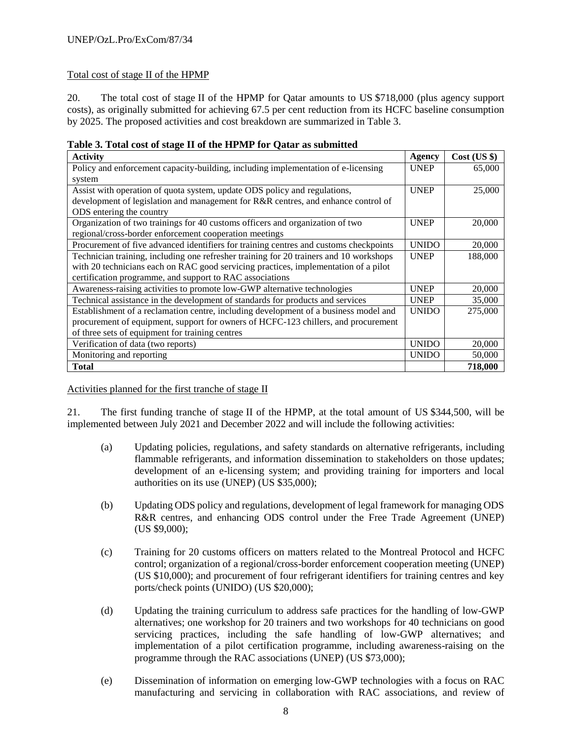Total cost of stage II of the HPMP

20. The total cost of stage II of the HPMP for Qatar amounts to US $718,000 (plus agency support costs), as originally submitted for achieving 67.5 per cent reduction from its HCFC baseline consumption by 2025. The proposed activities and cost breakdown are summarized in Table 3.

**Table 3. Total cost of stage II of the HPMP for Qatar as submitted**

| Activity | Agency | Cost (US $) |
|---|---|---|
| Policy and enforcement capacity-building, including implementation of e-licensing system | UNEP | 65,000 |
| Assist with operation of quota system, update ODS policy and regulations, development of legislation and management for R&R centres, and enhance control of ODS entering the country | UNEP | 25,000 |
| Organization of two trainings for 40 customs officers and organization of two regional/cross-border enforcement cooperation meetings | UNEP | 20,000 |
| Procurement of five advanced identifiers for training centres and customs checkpoints | UNIDO | 20,000 |
| Technician training, including one refresher training for 20 trainers and 10 workshops with 20 technicians each on RAC good servicing practices, implementation of a pilot certification programme, and support to RAC associations | UNEP | 188,000 |
| Awareness-raising activities to promote low-GWP alternative technologies | UNEP | 20,000 |
| Technical assistance in the development of standards for products and services | UNEP | 35,000 |
| Establishment of a reclamation centre, including development of a business model and procurement of equipment, support for owners of HCFC-123 chillers, and procurement of three sets of equipment for training centres | UNIDO | 275,000 |
| Verification of data (two reports) | UNIDO | 20,000 |
| Monitoring and reporting | UNIDO | 50,000 |
| **Total** | | **718,000** |

Activities planned for the first tranche of stage II

21. The first funding tranche of stage II of the HPMP, at the total amount of US $344,500, will be implemented between July 2021 and December 2022 and will include the following activities:

(a) Updating policies, regulations, and safety standards on alternative refrigerants, including flammable refrigerants, and information dissemination to stakeholders on those updates; development of an e-licensing system; and providing training for importers and local authorities on its use (UNEP) (US $35,000);

(b) Updating ODS policy and regulations, development of legal framework for managing ODS R&R centres, and enhancing ODS control under the Free Trade Agreement (UNEP) (US $9,000);

(c) Training for 20 customs officers on matters related to the Montreal Protocol and HCFC control; organization of a regional/cross-border enforcement cooperation meeting (UNEP) (US $10,000); and procurement of four refrigerant identifiers for training centres and key ports/check points (UNIDO) (US $20,000);

(d) Updating the training curriculum to address safe practices for the handling of low-GWP alternatives; one workshop for 20 trainers and two workshops for 40 technicians on good servicing practices, including the safe handling of low-GWP alternatives; and implementation of a pilot certification programme, including awareness-raising on the programme through the RAC associations (UNEP) (US $73,000);

(e) Dissemination of information on emerging low-GWP technologies with a focus on RAC manufacturing and servicing in collaboration with RAC associations, and review of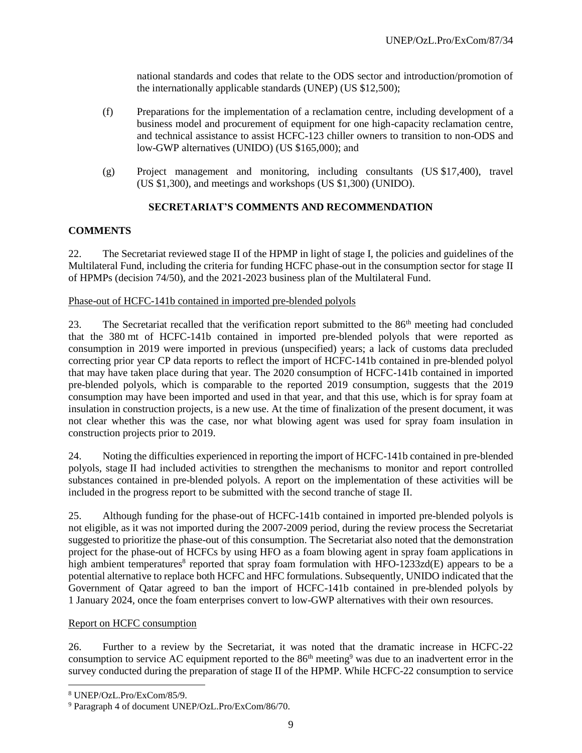national standards and codes that relate to the ODS sector and introduction/promotion of the internationally applicable standards (UNEP) (US $12,500);

(f) Preparations for the implementation of a reclamation centre, including development of a business model and procurement of equipment for one high-capacity reclamation centre, and technical assistance to assist HCFC-123 chiller owners to transition to non-ODS and low-GWP alternatives (UNIDO) (US $165,000); and

(g) Project management and monitoring, including consultants (US $17,400), travel (US $1,300), and meetings and workshops (US $1,300) (UNIDO).

## SECRETARIAT'S COMMENTS AND RECOMMENDATION

### COMMENTS

22. The Secretariat reviewed stage II of the HPMP in light of stage I, the policies and guidelines of the Multilateral Fund, including the criteria for funding HCFC phase-out in the consumption sector for stage II of HPMPs (decision 74/50), and the 2021-2023 business plan of the Multilateral Fund.

Phase-out of HCFC-141b contained in imported pre-blended polyols

23. The Secretariat recalled that the verification report submitted to the 86th meeting had concluded that the 380 mt of HCFC-141b contained in imported pre-blended polyols that were reported as consumption in 2019 were imported in previous (unspecified) years; a lack of customs data precluded correcting prior year CP data reports to reflect the import of HCFC-141b contained in pre-blended polyol that may have taken place during that year. The 2020 consumption of HCFC-141b contained in imported pre-blended polyols, which is comparable to the reported 2019 consumption, suggests that the 2019 consumption may have been imported and used in that year, and that this use, which is for spray foam at insulation in construction projects, is a new use. At the time of finalization of the present document, it was not clear whether this was the case, nor what blowing agent was used for spray foam insulation in construction projects prior to 2019.

24. Noting the difficulties experienced in reporting the import of HCFC-141b contained in pre-blended polyols, stage II had included activities to strengthen the mechanisms to monitor and report controlled substances contained in pre-blended polyols. A report on the implementation of these activities will be included in the progress report to be submitted with the second tranche of stage II.

25. Although funding for the phase-out of HCFC-141b contained in imported pre-blended polyols is not eligible, as it was not imported during the 2007-2009 period, during the review process the Secretariat suggested to prioritize the phase-out of this consumption. The Secretariat also noted that the demonstration project for the phase-out of HCFCs by using HFO as a foam blowing agent in spray foam applications in high ambient temperatures[8] reported that spray foam formulation with HFO-1233zd(E) appears to be a potential alternative to replace both HCFC and HFC formulations. Subsequently, UNIDO indicated that the Government of Qatar agreed to ban the import of HCFC-141b contained in pre-blended polyols by 1 January 2024, once the foam enterprises convert to low-GWP alternatives with their own resources.

Report on HCFC consumption

26. Further to a review by the Secretariat, it was noted that the dramatic increase in HCFC-22 consumption to service AC equipment reported to the 86th meeting[9] was due to an inadvertent error in the survey conducted during the preparation of stage II of the HPMP. While HCFC-22 consumption to service

---

[8] UNEP/OzL.Pro/ExCom/85/9.

[9] Paragraph 4 of document UNEP/OzL.Pro/ExCom/86/70.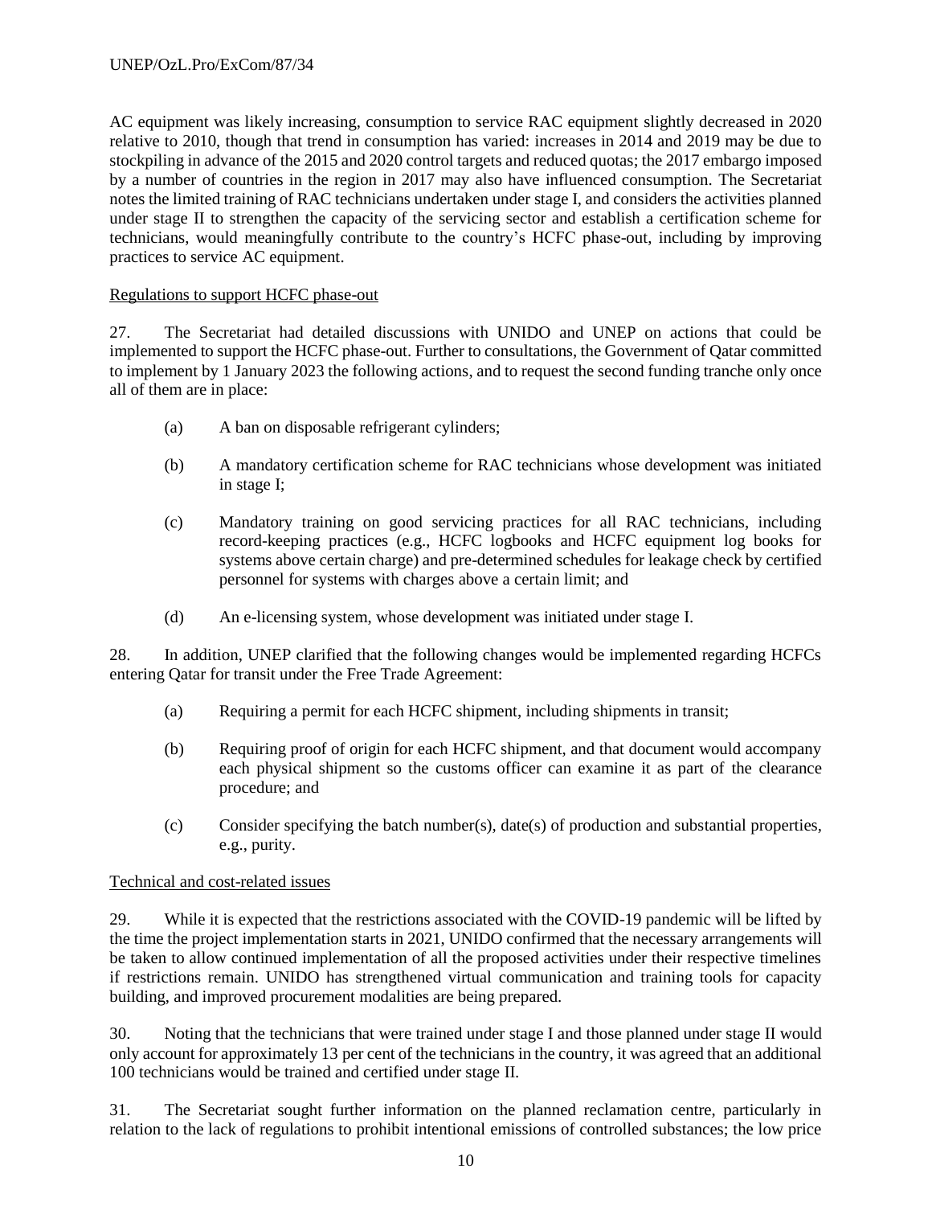AC equipment was likely increasing, consumption to service RAC equipment slightly decreased in 2020 relative to 2010, though that trend in consumption has varied: increases in 2014 and 2019 may be due to stockpiling in advance of the 2015 and 2020 control targets and reduced quotas; the 2017 embargo imposed by a number of countries in the region in 2017 may also have influenced consumption. The Secretariat notes the limited training of RAC technicians undertaken under stage I, and considers the activities planned under stage II to strengthen the capacity of the servicing sector and establish a certification scheme for technicians, would meaningfully contribute to the country's HCFC phase-out, including by improving practices to service AC equipment.

Regulations to support HCFC phase-out

27. The Secretariat had detailed discussions with UNIDO and UNEP on actions that could be implemented to support the HCFC phase-out. Further to consultations, the Government of Qatar committed to implement by 1 January 2023 the following actions, and to request the second funding tranche only once all of them are in place:

(a) A ban on disposable refrigerant cylinders;

(b) A mandatory certification scheme for RAC technicians whose development was initiated in stage I;

(c) Mandatory training on good servicing practices for all RAC technicians, including record-keeping practices (e.g., HCFC logbooks and HCFC equipment log books for systems above certain charge) and pre-determined schedules for leakage check by certified personnel for systems with charges above a certain limit; and

(d) An e-licensing system, whose development was initiated under stage I.

28. In addition, UNEP clarified that the following changes would be implemented regarding HCFCs entering Qatar for transit under the Free Trade Agreement:

(a) Requiring a permit for each HCFC shipment, including shipments in transit;

(b) Requiring proof of origin for each HCFC shipment, and that document would accompany each physical shipment so the customs officer can examine it as part of the clearance procedure; and

(c) Consider specifying the batch number(s), date(s) of production and substantial properties, e.g., purity.

Technical and cost-related issues

29. While it is expected that the restrictions associated with the COVID-19 pandemic will be lifted by the time the project implementation starts in 2021, UNIDO confirmed that the necessary arrangements will be taken to allow continued implementation of all the proposed activities under their respective timelines if restrictions remain. UNIDO has strengthened virtual communication and training tools for capacity building, and improved procurement modalities are being prepared.

30. Noting that the technicians that were trained under stage I and those planned under stage II would only account for approximately 13 per cent of the technicians in the country, it was agreed that an additional 100 technicians would be trained and certified under stage II.

31. The Secretariat sought further information on the planned reclamation centre, particularly in relation to the lack of regulations to prohibit intentional emissions of controlled substances; the low price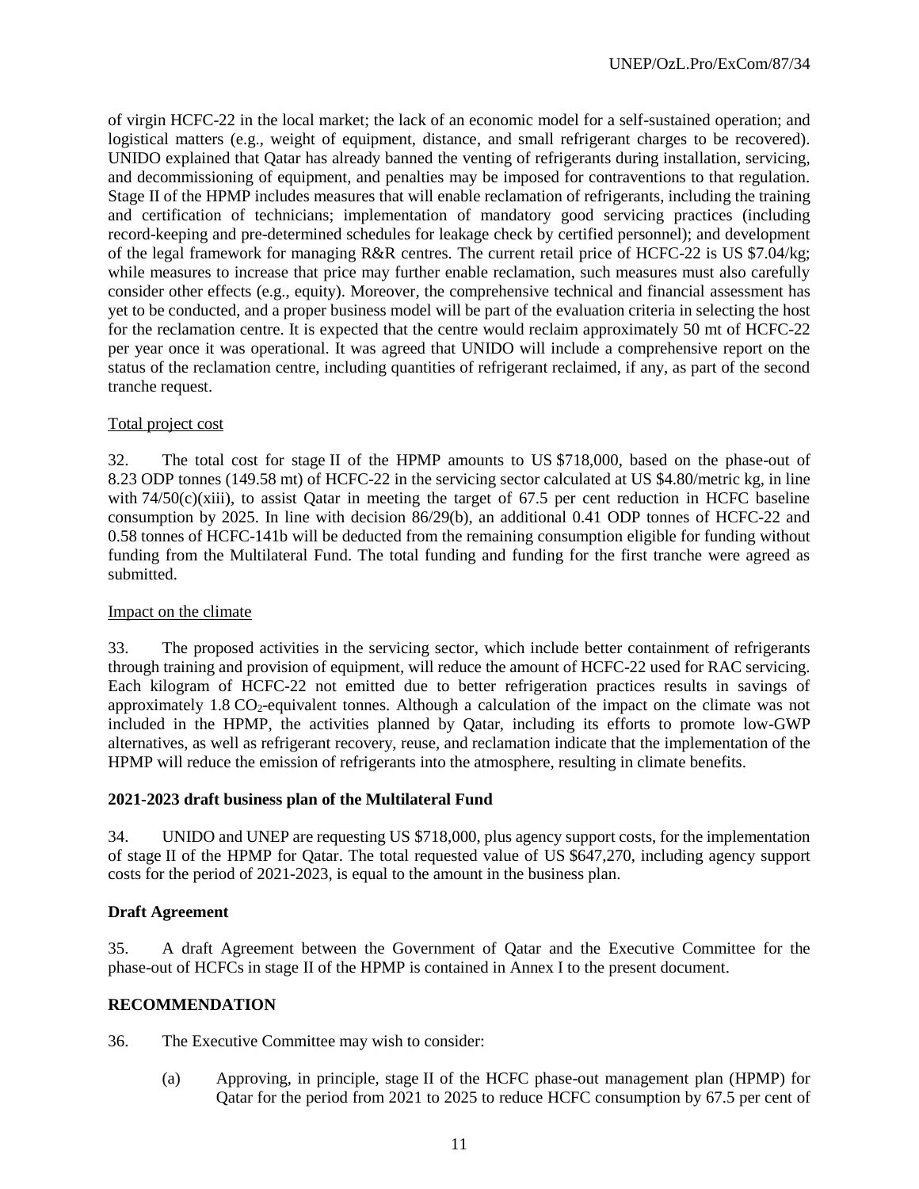of virgin HCFC-22 in the local market; the lack of an economic model for a self-sustained operation; and logistical matters (e.g., weight of equipment, distance, and small refrigerant charges to be recovered). UNIDO explained that Qatar has already banned the venting of refrigerants during installation, servicing, and decommissioning of equipment, and penalties may be imposed for contraventions to that regulation. Stage II of the HPMP includes measures that will enable reclamation of refrigerants, including the training and certification of technicians; implementation of mandatory good servicing practices (including record-keeping and pre-determined schedules for leakage check by certified personnel); and development of the legal framework for managing R&R centres. The current retail price of HCFC-22 is US $7.04/kg; while measures to increase that price may further enable reclamation, such measures must also carefully consider other effects (e.g., equity). Moreover, the comprehensive technical and financial assessment has yet to be conducted, and a proper business model will be part of the evaluation criteria in selecting the host for the reclamation centre. It is expected that the centre would reclaim approximately 50 mt of HCFC-22 per year once it was operational. It was agreed that UNIDO will include a comprehensive report on the status of the reclamation centre, including quantities of refrigerant reclaimed, if any, as part of the second tranche request.

Total project cost

32. The total cost for stage II of the HPMP amounts to US $718,000, based on the phase-out of 8.23 ODP tonnes (149.58 mt) of HCFC-22 in the servicing sector calculated at US $4.80/metric kg, in line with 74/50(c)(xiii), to assist Qatar in meeting the target of 67.5 per cent reduction in HCFC baseline consumption by 2025. In line with decision 86/29(b), an additional 0.41 ODP tonnes of HCFC-22 and 0.58 tonnes of HCFC-141b will be deducted from the remaining consumption eligible for funding without funding from the Multilateral Fund. The total funding and funding for the first tranche were agreed as submitted.

Impact on the climate

33. The proposed activities in the servicing sector, which include better containment of refrigerants through training and provision of equipment, will reduce the amount of HCFC-22 used for RAC servicing. Each kilogram of HCFC-22 not emitted due to better refrigeration practices results in savings of approximately 1.8 $CO_2$-equivalent tonnes. Although a calculation of the impact on the climate was not included in the HPMP, the activities planned by Qatar, including its efforts to promote low-GWP alternatives, as well as refrigerant recovery, reuse, and reclamation indicate that the implementation of the HPMP will reduce the emission of refrigerants into the atmosphere, resulting in climate benefits.

**2021-2023 draft business plan of the Multilateral Fund**

34. UNIDO and UNEP are requesting US $718,000, plus agency support costs, for the implementation of stage II of the HPMP for Qatar. The total requested value of US $647,270, including agency support costs for the period of 2021-2023, is equal to the amount in the business plan.

**Draft Agreement**

35. A draft Agreement between the Government of Qatar and the Executive Committee for the phase-out of HCFCs in stage II of the HPMP is contained in Annex I to the present document.

**RECOMMENDATION**

36. The Executive Committee may wish to consider:

(a) Approving, in principle, stage II of the HCFC phase-out management plan (HPMP) for Qatar for the period from 2021 to 2025 to reduce HCFC consumption by 67.5 per cent of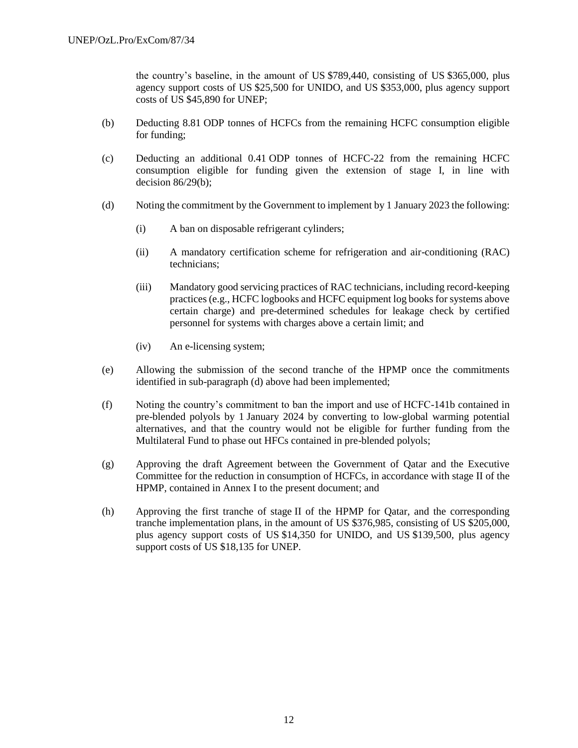the country's baseline, in the amount of US $789,440, consisting of US $365,000, plus agency support costs of US $25,500 for UNIDO, and US $353,000, plus agency support costs of US $45,890 for UNEP;

(b) Deducting 8.81 ODP tonnes of HCFCs from the remaining HCFC consumption eligible for funding;

(c) Deducting an additional 0.41 ODP tonnes of HCFC-22 from the remaining HCFC consumption eligible for funding given the extension of stage I, in line with decision 86/29(b);

(d) Noting the commitment by the Government to implement by 1 January 2023 the following:

   (i) A ban on disposable refrigerant cylinders;

   (ii) A mandatory certification scheme for refrigeration and air-conditioning (RAC) technicians;

   (iii) Mandatory good servicing practices of RAC technicians, including record-keeping practices (e.g., HCFC logbooks and HCFC equipment log books for systems above certain charge) and pre-determined schedules for leakage check by certified personnel for systems with charges above a certain limit; and

   (iv) An e-licensing system;

(e) Allowing the submission of the second tranche of the HPMP once the commitments identified in sub-paragraph (d) above had been implemented;

(f) Noting the country's commitment to ban the import and use of HCFC-141b contained in pre-blended polyols by 1 January 2024 by converting to low-global warming potential alternatives, and that the country would not be eligible for further funding from the Multilateral Fund to phase out HFCs contained in pre-blended polyols;

(g) Approving the draft Agreement between the Government of Qatar and the Executive Committee for the reduction in consumption of HCFCs, in accordance with stage II of the HPMP, contained in Annex I to the present document; and

(h) Approving the first tranche of stage II of the HPMP for Qatar, and the corresponding tranche implementation plans, in the amount of US $376,985, consisting of US $205,000, plus agency support costs of US $14,350 for UNIDO, and US $139,500, plus agency support costs of US $18,135 for UNEP.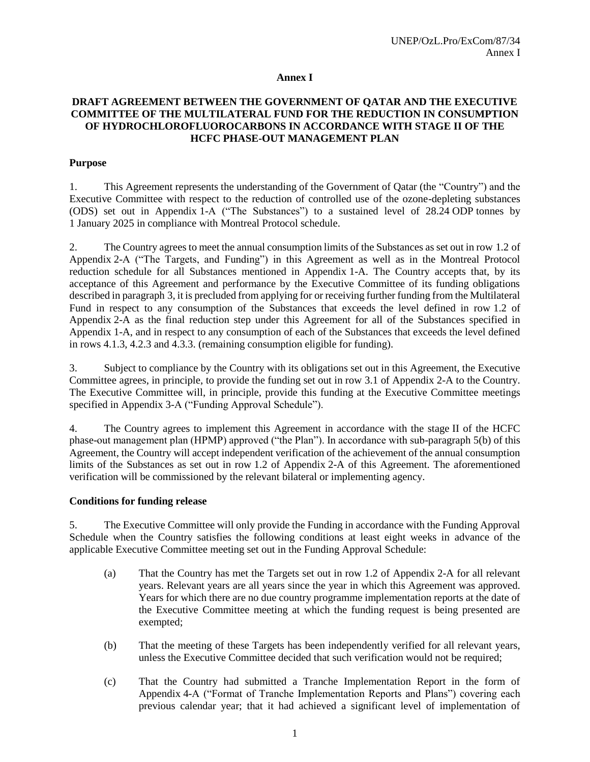# Annex I

## DRAFT AGREEMENT BETWEEN THE GOVERNMENT OF QATAR AND THE EXECUTIVE COMMITTEE OF THE MULTILATERAL FUND FOR THE REDUCTION IN CONSUMPTION OF HYDROCHLOROFLUOROCARBONS IN ACCORDANCE WITH STAGE II OF THE HCFC PHASE-OUT MANAGEMENT PLAN

### Purpose

1. This Agreement represents the understanding of the Government of Qatar (the "Country") and the Executive Committee with respect to the reduction of controlled use of the ozone-depleting substances (ODS) set out in Appendix 1-A ("The Substances") to a sustained level of 28.24 ODP tonnes by 1 January 2025 in compliance with Montreal Protocol schedule.

2. The Country agrees to meet the annual consumption limits of the Substances as set out in row 1.2 of Appendix 2-A ("The Targets, and Funding") in this Agreement as well as in the Montreal Protocol reduction schedule for all Substances mentioned in Appendix 1-A. The Country accepts that, by its acceptance of this Agreement and performance by the Executive Committee of its funding obligations described in paragraph 3, it is precluded from applying for or receiving further funding from the Multilateral Fund in respect to any consumption of the Substances that exceeds the level defined in row 1.2 of Appendix 2-A as the final reduction step under this Agreement for all of the Substances specified in Appendix 1-A, and in respect to any consumption of each of the Substances that exceeds the level defined in rows 4.1.3, 4.2.3 and 4.3.3. (remaining consumption eligible for funding).

3. Subject to compliance by the Country with its obligations set out in this Agreement, the Executive Committee agrees, in principle, to provide the funding set out in row 3.1 of Appendix 2-A to the Country. The Executive Committee will, in principle, provide this funding at the Executive Committee meetings specified in Appendix 3-A ("Funding Approval Schedule").

4. The Country agrees to implement this Agreement in accordance with the stage II of the HCFC phase-out management plan (HPMP) approved ("the Plan"). In accordance with sub-paragraph 5(b) of this Agreement, the Country will accept independent verification of the achievement of the annual consumption limits of the Substances as set out in row 1.2 of Appendix 2-A of this Agreement. The aforementioned verification will be commissioned by the relevant bilateral or implementing agency.

### Conditions for funding release

5. The Executive Committee will only provide the Funding in accordance with the Funding Approval Schedule when the Country satisfies the following conditions at least eight weeks in advance of the applicable Executive Committee meeting set out in the Funding Approval Schedule:

   (a) That the Country has met the Targets set out in row 1.2 of Appendix 2-A for all relevant years. Relevant years are all years since the year in which this Agreement was approved. Years for which there are no due country programme implementation reports at the date of the Executive Committee meeting at which the funding request is being presented are exempted;

   (b) That the meeting of these Targets has been independently verified for all relevant years, unless the Executive Committee decided that such verification would not be required;

   (c) That the Country had submitted a Tranche Implementation Report in the form of Appendix 4-A ("Format of Tranche Implementation Reports and Plans") covering each previous calendar year; that it had achieved a significant level of implementation of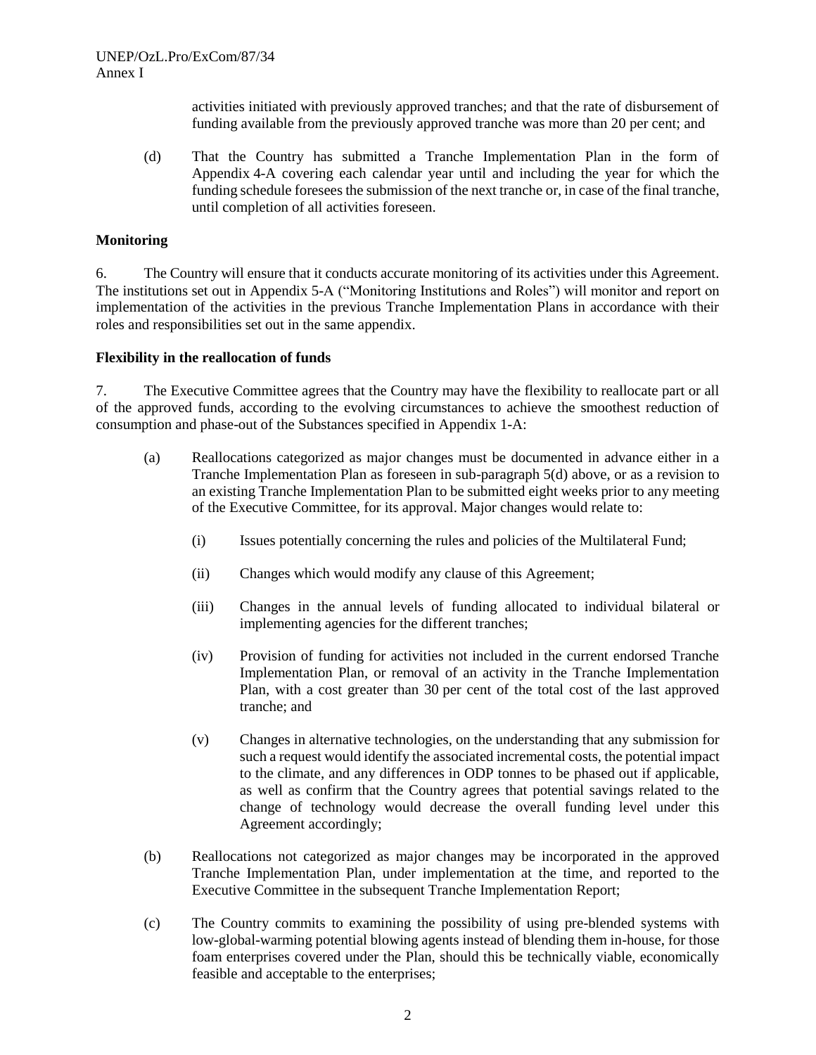activities initiated with previously approved tranches; and that the rate of disbursement of funding available from the previously approved tranche was more than 20 per cent; and

(d) That the Country has submitted a Tranche Implementation Plan in the form of Appendix 4-A covering each calendar year until and including the year for which the funding schedule foresees the submission of the next tranche or, in case of the final tranche, until completion of all activities foreseen.

**Monitoring**

6. The Country will ensure that it conducts accurate monitoring of its activities under this Agreement. The institutions set out in Appendix 5-A ("Monitoring Institutions and Roles") will monitor and report on implementation of the activities in the previous Tranche Implementation Plans in accordance with their roles and responsibilities set out in the same appendix.

**Flexibility in the reallocation of funds**

7. The Executive Committee agrees that the Country may have the flexibility to reallocate part or all of the approved funds, according to the evolving circumstances to achieve the smoothest reduction of consumption and phase-out of the Substances specified in Appendix 1-A:

(a) Reallocations categorized as major changes must be documented in advance either in a Tranche Implementation Plan as foreseen in sub-paragraph 5(d) above, or as a revision to an existing Tranche Implementation Plan to be submitted eight weeks prior to any meeting of the Executive Committee, for its approval. Major changes would relate to:

(i) Issues potentially concerning the rules and policies of the Multilateral Fund;

(ii) Changes which would modify any clause of this Agreement;

(iii) Changes in the annual levels of funding allocated to individual bilateral or implementing agencies for the different tranches;

(iv) Provision of funding for activities not included in the current endorsed Tranche Implementation Plan, or removal of an activity in the Tranche Implementation Plan, with a cost greater than 30 per cent of the total cost of the last approved tranche; and

(v) Changes in alternative technologies, on the understanding that any submission for such a request would identify the associated incremental costs, the potential impact to the climate, and any differences in ODP tonnes to be phased out if applicable, as well as confirm that the Country agrees that potential savings related to the change of technology would decrease the overall funding level under this Agreement accordingly;

(b) Reallocations not categorized as major changes may be incorporated in the approved Tranche Implementation Plan, under implementation at the time, and reported to the Executive Committee in the subsequent Tranche Implementation Report;

(c) The Country commits to examining the possibility of using pre-blended systems with low-global-warming potential blowing agents instead of blending them in-house, for those foam enterprises covered under the Plan, should this be technically viable, economically feasible and acceptable to the enterprises;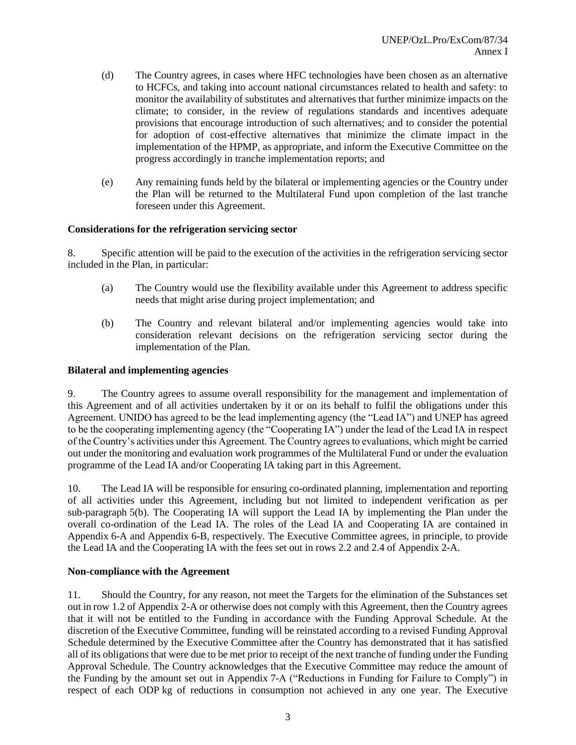(d) The Country agrees, in cases where HFC technologies have been chosen as an alternative to HCFCs, and taking into account national circumstances related to health and safety: to monitor the availability of substitutes and alternatives that further minimize impacts on the climate; to consider, in the review of regulations standards and incentives adequate provisions that encourage introduction of such alternatives; and to consider the potential for adoption of cost-effective alternatives that minimize the climate impact in the implementation of the HPMP, as appropriate, and inform the Executive Committee on the progress accordingly in tranche implementation reports; and

(e) Any remaining funds held by the bilateral or implementing agencies or the Country under the Plan will be returned to the Multilateral Fund upon completion of the last tranche foreseen under this Agreement.

**Considerations for the refrigeration servicing sector**

8. Specific attention will be paid to the execution of the activities in the refrigeration servicing sector included in the Plan, in particular:

(a) The Country would use the flexibility available under this Agreement to address specific needs that might arise during project implementation; and

(b) The Country and relevant bilateral and/or implementing agencies would take into consideration relevant decisions on the refrigeration servicing sector during the implementation of the Plan.

**Bilateral and implementing agencies**

9. The Country agrees to assume overall responsibility for the management and implementation of this Agreement and of all activities undertaken by it or on its behalf to fulfil the obligations under this Agreement. UNIDO has agreed to be the lead implementing agency (the "Lead IA") and UNEP has agreed to be the cooperating implementing agency (the "Cooperating IA") under the lead of the Lead IA in respect of the Country's activities under this Agreement. The Country agrees to evaluations, which might be carried out under the monitoring and evaluation work programmes of the Multilateral Fund or under the evaluation programme of the Lead IA and/or Cooperating IA taking part in this Agreement.

10. The Lead IA will be responsible for ensuring co-ordinated planning, implementation and reporting of all activities under this Agreement, including but not limited to independent verification as per sub-paragraph 5(b). The Cooperating IA will support the Lead IA by implementing the Plan under the overall co-ordination of the Lead IA. The roles of the Lead IA and Cooperating IA are contained in Appendix 6-A and Appendix 6-B, respectively. The Executive Committee agrees, in principle, to provide the Lead IA and the Cooperating IA with the fees set out in rows 2.2 and 2.4 of Appendix 2-A.

**Non-compliance with the Agreement**

11. Should the Country, for any reason, not meet the Targets for the elimination of the Substances set out in row 1.2 of Appendix 2-A or otherwise does not comply with this Agreement, then the Country agrees that it will not be entitled to the Funding in accordance with the Funding Approval Schedule. At the discretion of the Executive Committee, funding will be reinstated according to a revised Funding Approval Schedule determined by the Executive Committee after the Country has demonstrated that it has satisfied all of its obligations that were due to be met prior to receipt of the next tranche of funding under the Funding Approval Schedule. The Country acknowledges that the Executive Committee may reduce the amount of the Funding by the amount set out in Appendix 7-A ("Reductions in Funding for Failure to Comply") in respect of each ODP kg of reductions in consumption not achieved in any one year. The Executive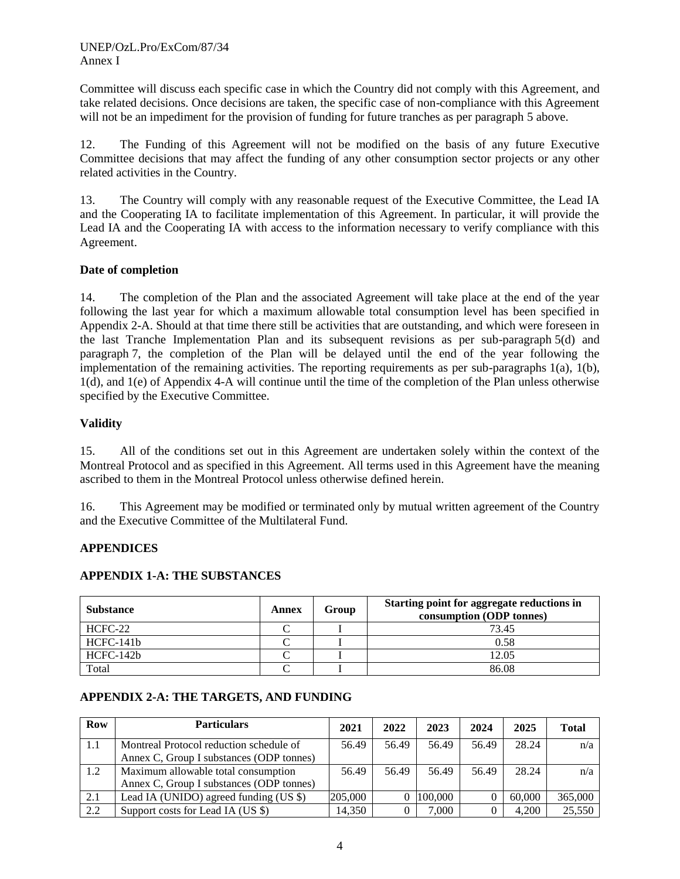Committee will discuss each specific case in which the Country did not comply with this Agreement, and take related decisions. Once decisions are taken, the specific case of non-compliance with this Agreement will not be an impediment for the provision of funding for future tranches as per paragraph 5 above.

12. The Funding of this Agreement will not be modified on the basis of any future Executive Committee decisions that may affect the funding of any other consumption sector projects or any other related activities in the Country.

13. The Country will comply with any reasonable request of the Executive Committee, the Lead IA and the Cooperating IA to facilitate implementation of this Agreement. In particular, it will provide the Lead IA and the Cooperating IA with access to the information necessary to verify compliance with this Agreement.

**Date of completion**

14. The completion of the Plan and the associated Agreement will take place at the end of the year following the last year for which a maximum allowable total consumption level has been specified in Appendix 2-A. Should at that time there still be activities that are outstanding, and which were foreseen in the last Tranche Implementation Plan and its subsequent revisions as per sub-paragraph 5(d) and paragraph 7, the completion of the Plan will be delayed until the end of the year following the implementation of the remaining activities. The reporting requirements as per sub-paragraphs 1(a), 1(b), 1(d), and 1(e) of Appendix 4-A will continue until the time of the completion of the Plan unless otherwise specified by the Executive Committee.

**Validity**

15. All of the conditions set out in this Agreement are undertaken solely within the context of the Montreal Protocol and as specified in this Agreement. All terms used in this Agreement have the meaning ascribed to them in the Montreal Protocol unless otherwise defined herein.

16. This Agreement may be modified or terminated only by mutual written agreement of the Country and the Executive Committee of the Multilateral Fund.

**APPENDICES**

**APPENDIX 1-A: THE SUBSTANCES**

| Substance | Annex | Group | Starting point for aggregate reductions in consumption (ODP tonnes) |
|---|---|---|---|
| HCFC-22 | C | I | 73.45 |
| HCFC-141b | C | I | 0.58 |
| HCFC-142b | C | I | 12.05 |
| Total | C | I | 86.08 |

**APPENDIX 2-A: THE TARGETS, AND FUNDING**

| Row | Particulars | 2021 | 2022 | 2023 | 2024 | 2025 | Total |
|---|---|---|---|---|---|---|---|
| 1.1 | Montreal Protocol reduction schedule of Annex C, Group I substances (ODP tonnes) | 56.49 | 56.49 | 56.49 | 56.49 | 28.24 | n/a |
| 1.2 | Maximum allowable total consumption Annex C, Group I substances (ODP tonnes) | 56.49 | 56.49 | 56.49 | 56.49 | 28.24 | n/a |
| 2.1 | Lead IA (UNIDO) agreed funding (US $) | 205,000 | 0 | 100,000 | 0 | 60,000 | 365,000 |
| 2.2 | Support costs for Lead IA (US $) | 14,350 | 0 | 7,000 | 0 | 4,200 | 25,550 |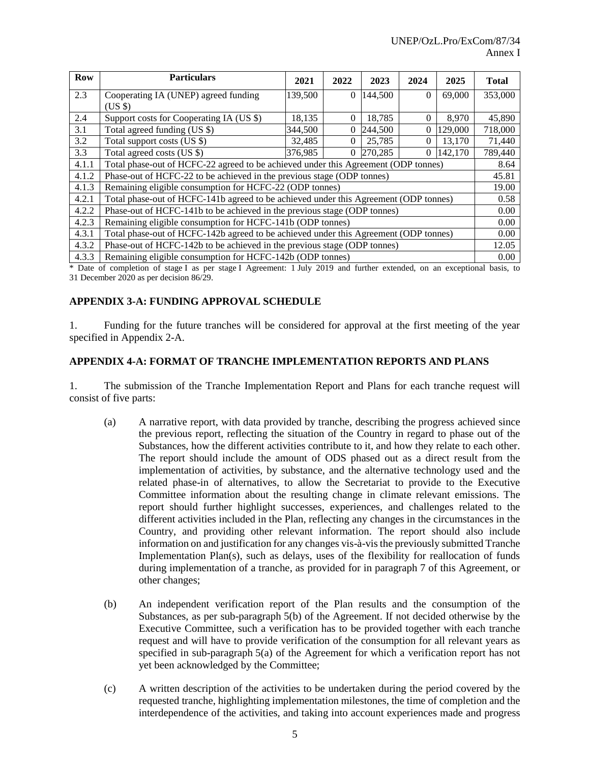| Row | Particulars | 2021 | 2022 | 2023 | 2024 | 2025 | Total |
|---|---|---|---|---|---|---|---|
| 2.3 | Cooperating IA (UNEP) agreed funding (US $) | 139,500 | 0 | 144,500 | 0 | 69,000 | 353,000 |
| 2.4 | Support costs for Cooperating IA (US $) | 18,135 | 0 | 18,785 | 0 | 8,970 | 45,890 |
| 3.1 | Total agreed funding (US $) | 344,500 | 0 | 244,500 | 0 | 129,000 | 718,000 |
| 3.2 | Total support costs (US $) | 32,485 | 0 | 25,785 | 0 | 13,170 | 71,440 |
| 3.3 | Total agreed costs (US $) | 376,985 | 0 | 270,285 | 0 | 142,170 | 789,440 |
| 4.1.1 | Total phase-out of HCFC-22 agreed to be achieved under this Agreement (ODP tonnes) | | | | | | 8.64 |
| 4.1.2 | Phase-out of HCFC-22 to be achieved in the previous stage (ODP tonnes) | | | | | | 45.81 |
| 4.1.3 | Remaining eligible consumption for HCFC-22 (ODP tonnes) | | | | | | 19.00 |
| 4.2.1 | Total phase-out of HCFC-141b agreed to be achieved under this Agreement (ODP tonnes) | | | | | | 0.58 |
| 4.2.2 | Phase-out of HCFC-141b to be achieved in the previous stage (ODP tonnes) | | | | | | 0.00 |
| 4.2.3 | Remaining eligible consumption for HCFC-141b (ODP tonnes) | | | | | | 0.00 |
| 4.3.1 | Total phase-out of HCFC-142b agreed to be achieved under this Agreement (ODP tonnes) | | | | | | 0.00 |
| 4.3.2 | Phase-out of HCFC-142b to be achieved in the previous stage (ODP tonnes) | | | | | | 12.05 |
| 4.3.3 | Remaining eligible consumption for HCFC-142b (ODP tonnes) | | | | | | 0.00 |

* Date of completion of stage I as per stage I Agreement: 1 July 2019 and further extended, on an exceptional basis, to 31 December 2020 as per decision 86/29.

**APPENDIX 3-A: FUNDING APPROVAL SCHEDULE**

1. Funding for the future tranches will be considered for approval at the first meeting of the year specified in Appendix 2-A.

**APPENDIX 4-A: FORMAT OF TRANCHE IMPLEMENTATION REPORTS AND PLANS**

1. The submission of the Tranche Implementation Report and Plans for each tranche request will consist of five parts:

(a) A narrative report, with data provided by tranche, describing the progress achieved since the previous report, reflecting the situation of the Country in regard to phase out of the Substances, how the different activities contribute to it, and how they relate to each other. The report should include the amount of ODS phased out as a direct result from the implementation of activities, by substance, and the alternative technology used and the related phase-in of alternatives, to allow the Secretariat to provide to the Executive Committee information about the resulting change in climate relevant emissions. The report should further highlight successes, experiences, and challenges related to the different activities included in the Plan, reflecting any changes in the circumstances in the Country, and providing other relevant information. The report should also include information on and justification for any changes vis-à-vis the previously submitted Tranche Implementation Plan(s), such as delays, uses of the flexibility for reallocation of funds during implementation of a tranche, as provided for in paragraph 7 of this Agreement, or other changes;

(b) An independent verification report of the Plan results and the consumption of the Substances, as per sub-paragraph 5(b) of the Agreement. If not decided otherwise by the Executive Committee, such a verification has to be provided together with each tranche request and will have to provide verification of the consumption for all relevant years as specified in sub-paragraph 5(a) of the Agreement for which a verification report has not yet been acknowledged by the Committee;

(c) A written description of the activities to be undertaken during the period covered by the requested tranche, highlighting implementation milestones, the time of completion and the interdependence of the activities, and taking into account experiences made and progress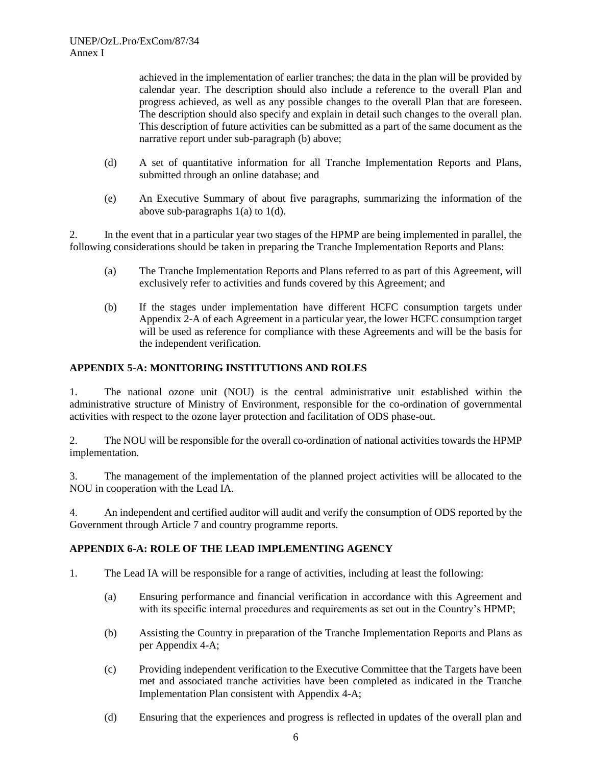achieved in the implementation of earlier tranches; the data in the plan will be provided by calendar year. The description should also include a reference to the overall Plan and progress achieved, as well as any possible changes to the overall Plan that are foreseen. The description should also specify and explain in detail such changes to the overall plan. This description of future activities can be submitted as a part of the same document as the narrative report under sub-paragraph (b) above;

(d) A set of quantitative information for all Tranche Implementation Reports and Plans, submitted through an online database; and

(e) An Executive Summary of about five paragraphs, summarizing the information of the above sub-paragraphs 1(a) to 1(d).

2. In the event that in a particular year two stages of the HPMP are being implemented in parallel, the following considerations should be taken in preparing the Tranche Implementation Reports and Plans:

(a) The Tranche Implementation Reports and Plans referred to as part of this Agreement, will exclusively refer to activities and funds covered by this Agreement; and

(b) If the stages under implementation have different HCFC consumption targets under Appendix 2-A of each Agreement in a particular year, the lower HCFC consumption target will be used as reference for compliance with these Agreements and will be the basis for the independent verification.

**APPENDIX 5-A: MONITORING INSTITUTIONS AND ROLES**

1. The national ozone unit (NOU) is the central administrative unit established within the administrative structure of Ministry of Environment, responsible for the co-ordination of governmental activities with respect to the ozone layer protection and facilitation of ODS phase-out.

2. The NOU will be responsible for the overall co-ordination of national activities towards the HPMP implementation.

3. The management of the implementation of the planned project activities will be allocated to the NOU in cooperation with the Lead IA.

4. An independent and certified auditor will audit and verify the consumption of ODS reported by the Government through Article 7 and country programme reports.

**APPENDIX 6-A: ROLE OF THE LEAD IMPLEMENTING AGENCY**

1. The Lead IA will be responsible for a range of activities, including at least the following:

(a) Ensuring performance and financial verification in accordance with this Agreement and with its specific internal procedures and requirements as set out in the Country's HPMP;

(b) Assisting the Country in preparation of the Tranche Implementation Reports and Plans as per Appendix 4-A;

(c) Providing independent verification to the Executive Committee that the Targets have been met and associated tranche activities have been completed as indicated in the Tranche Implementation Plan consistent with Appendix 4-A;

(d) Ensuring that the experiences and progress is reflected in updates of the overall plan and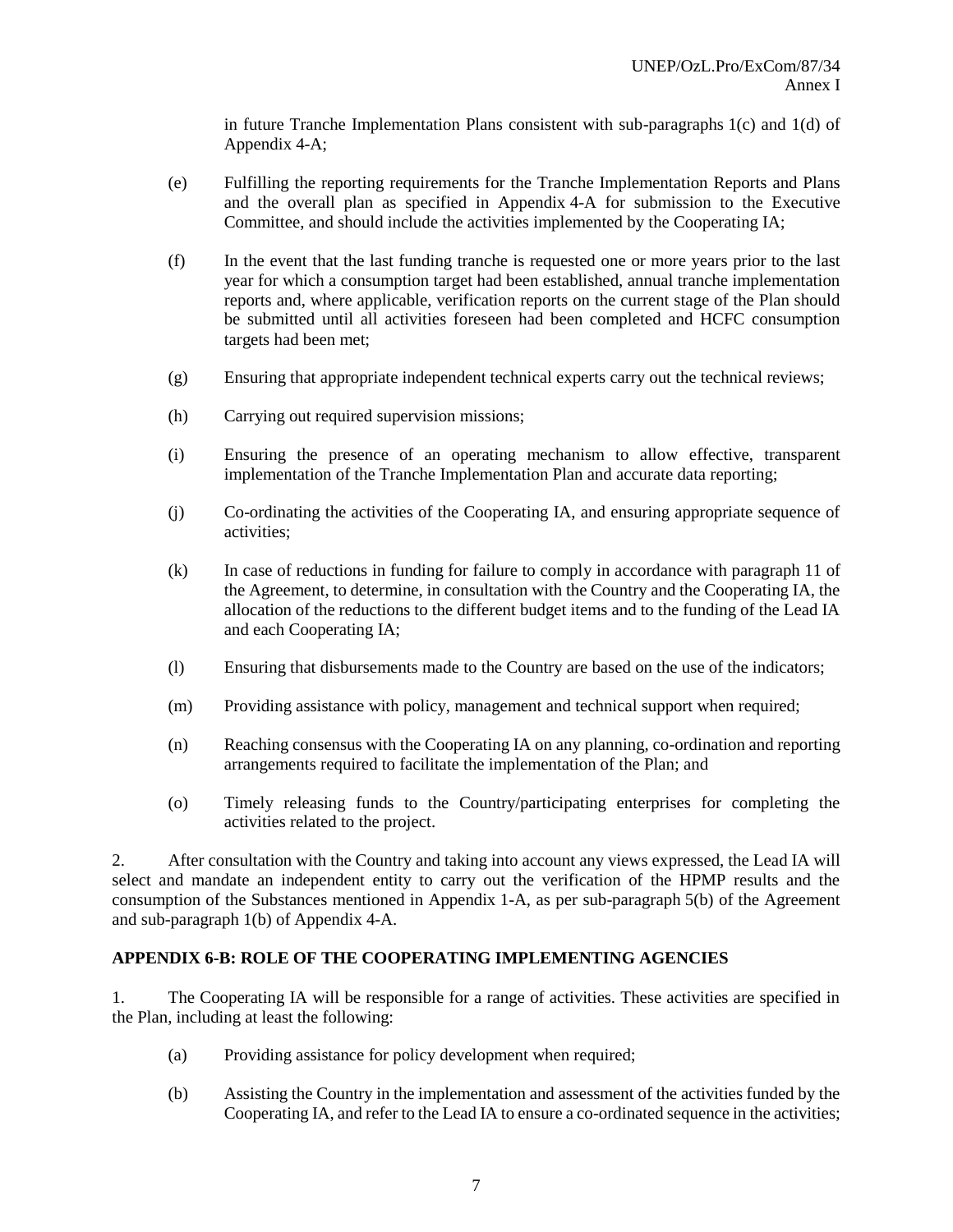in future Tranche Implementation Plans consistent with sub-paragraphs 1(c) and 1(d) of Appendix 4-A;

(e) Fulfilling the reporting requirements for the Tranche Implementation Reports and Plans and the overall plan as specified in Appendix 4-A for submission to the Executive Committee, and should include the activities implemented by the Cooperating IA;

(f) In the event that the last funding tranche is requested one or more years prior to the last year for which a consumption target had been established, annual tranche implementation reports and, where applicable, verification reports on the current stage of the Plan should be submitted until all activities foreseen had been completed and HCFC consumption targets had been met;

(g) Ensuring that appropriate independent technical experts carry out the technical reviews;

(h) Carrying out required supervision missions;

(i) Ensuring the presence of an operating mechanism to allow effective, transparent implementation of the Tranche Implementation Plan and accurate data reporting;

(j) Co-ordinating the activities of the Cooperating IA, and ensuring appropriate sequence of activities;

(k) In case of reductions in funding for failure to comply in accordance with paragraph 11 of the Agreement, to determine, in consultation with the Country and the Cooperating IA, the allocation of the reductions to the different budget items and to the funding of the Lead IA and each Cooperating IA;

(l) Ensuring that disbursements made to the Country are based on the use of the indicators;

(m) Providing assistance with policy, management and technical support when required;

(n) Reaching consensus with the Cooperating IA on any planning, co-ordination and reporting arrangements required to facilitate the implementation of the Plan; and

(o) Timely releasing funds to the Country/participating enterprises for completing the activities related to the project.

2. After consultation with the Country and taking into account any views expressed, the Lead IA will select and mandate an independent entity to carry out the verification of the HPMP results and the consumption of the Substances mentioned in Appendix 1-A, as per sub-paragraph 5(b) of the Agreement and sub-paragraph 1(b) of Appendix 4-A.

## APPENDIX 6-B: ROLE OF THE COOPERATING IMPLEMENTING AGENCIES

1. The Cooperating IA will be responsible for a range of activities. These activities are specified in the Plan, including at least the following:

(a) Providing assistance for policy development when required;

(b) Assisting the Country in the implementation and assessment of the activities funded by the Cooperating IA, and refer to the Lead IA to ensure a co-ordinated sequence in the activities;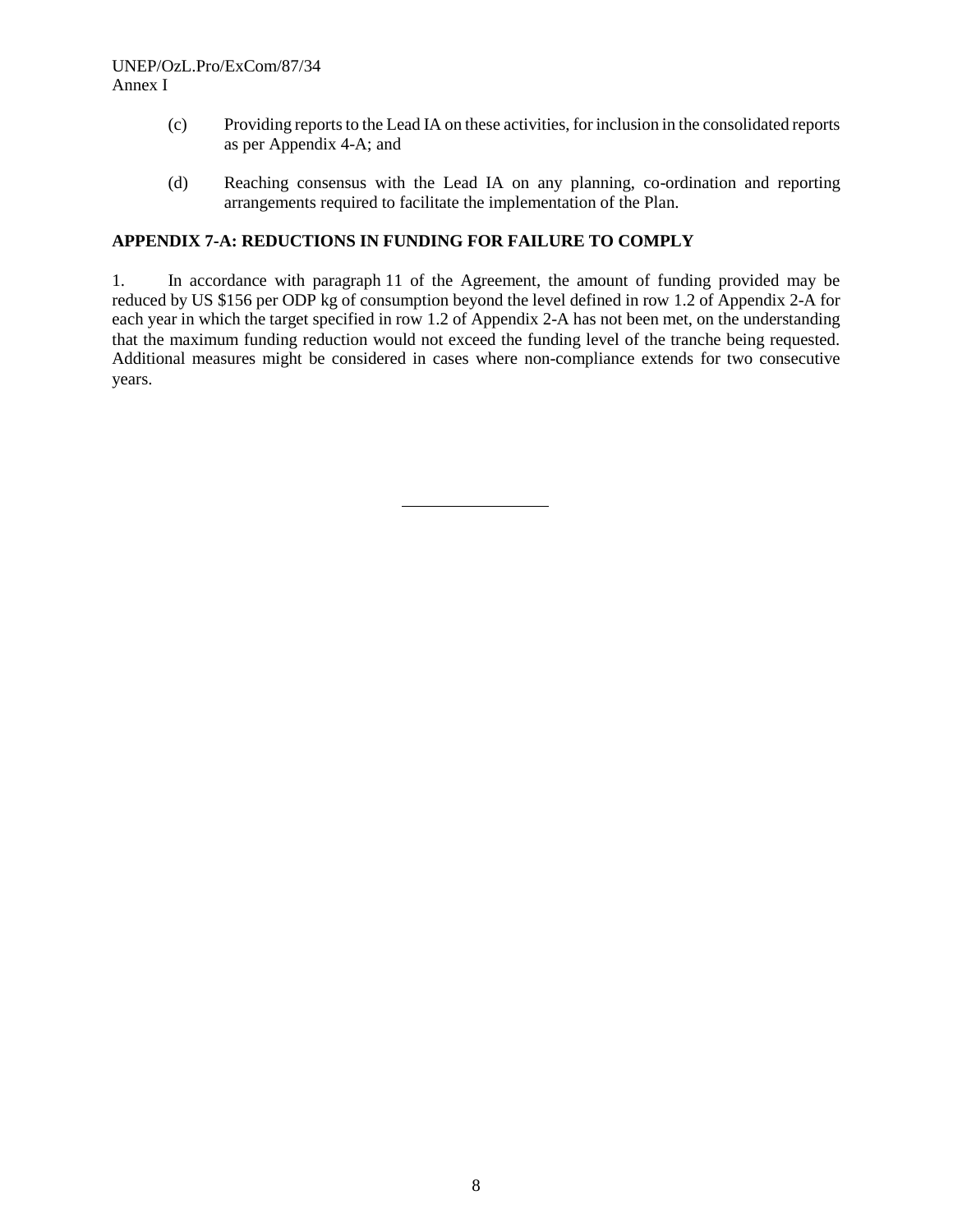(c) Providing reports to the Lead IA on these activities, for inclusion in the consolidated reports as per Appendix 4-A; and

(d) Reaching consensus with the Lead IA on any planning, co-ordination and reporting arrangements required to facilitate the implementation of the Plan.

**APPENDIX 7-A: REDUCTIONS IN FUNDING FOR FAILURE TO COMPLY**

1. In accordance with paragraph 11 of the Agreement, the amount of funding provided may be reduced by US $156 per ODP kg of consumption beyond the level defined in row 1.2 of Appendix 2-A for each year in which the target specified in row 1.2 of Appendix 2-A has not been met, on the understanding that the maximum funding reduction would not exceed the funding level of the tranche being requested. Additional measures might be considered in cases where non-compliance extends for two consecutive years.